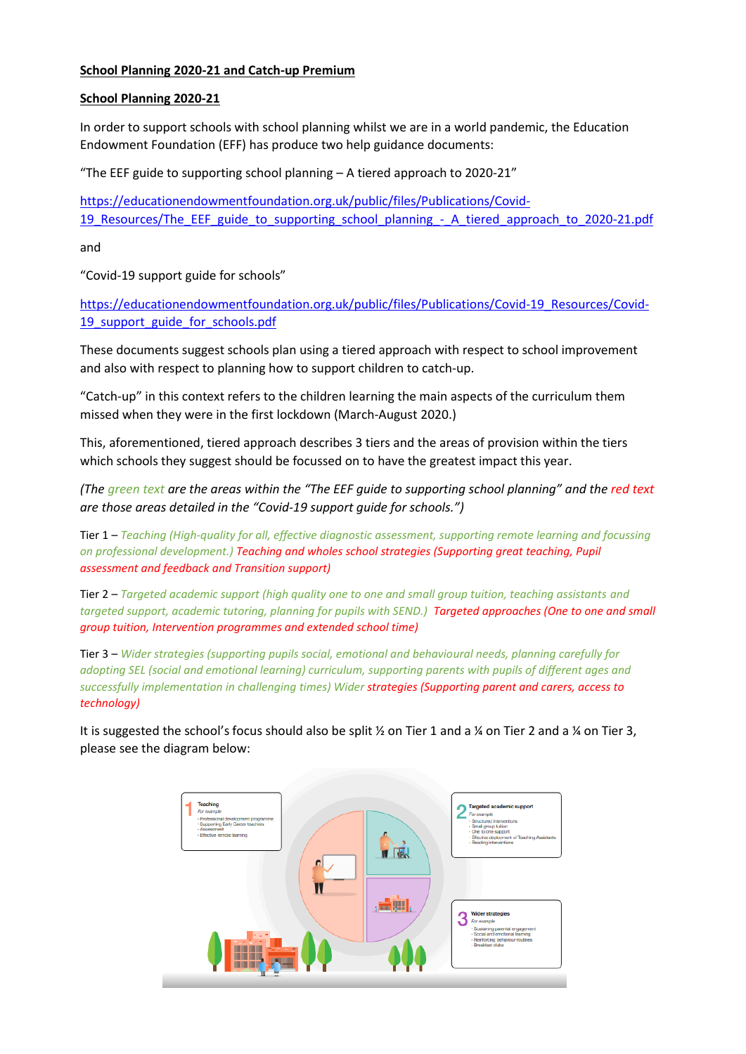**School Planning 2020-21 and Catch-up Premium**

**School Planning 2020-21**

In order to support schools with school planning whilst we are in a world pandemic, the Education Endowment Foundation (EFF) has produce two help guidance documents:

"The EEF guide to supporting school planning – A tiered approach to 2020-21"

https://educationendowmentfoundation.org.uk/public/files/Publications/Covid-19_Resources/The_EEF_guide_to_supporting_school_planning_-_A_tiered_approach_to_2020-21.pdf

and

"Covid-19 support guide for schools"

https://educationendowmentfoundation.org.uk/public/files/Publications/Covid-19_Resources/Covid-19_support_guide_for_schools.pdf

These documents suggest schools plan using a tiered approach with respect to school improvement and also with respect to planning how to support children to catch-up.

"Catch-up" in this context refers to the children learning the main aspects of the curriculum them missed when they were in the first lockdown (March-August 2020.)

This, aforementioned, tiered approach describes 3 tiers and the areas of provision within the tiers which schools they suggest should be focussed on to have the greatest impact this year.

*(The green text are the areas within the "The EEF guide to supporting school planning" and the red text are those areas detailed in the "Covid-19 support guide for schools.")*

Tier 1 – *Teaching (High-quality for all, effective diagnostic assessment, supporting remote learning and focussing on professional development.) Teaching and wholes school strategies (Supporting great teaching, Pupil assessment and feedback and Transition support)*

Tier 2 – *Targeted academic support (high quality one to one and small group tuition, teaching assistants and targeted support, academic tutoring, planning for pupils with SEND.) Targeted approaches (One to one and small group tuition, Intervention programmes and extended school time)*

Tier 3 – *Wider strategies (supporting pupils social, emotional and behavioural needs, planning carefully for adopting SEL (social and emotional learning) curriculum, supporting parents with pupils of different ages and successfully implementation in challenging times) Wider strategies (Supporting parent and carers, access to technology)*

It is suggested the school's focus should also be split ½ on Tier 1 and a ¼ on Tier 2 and a ¼ on Tier 3, please see the diagram below: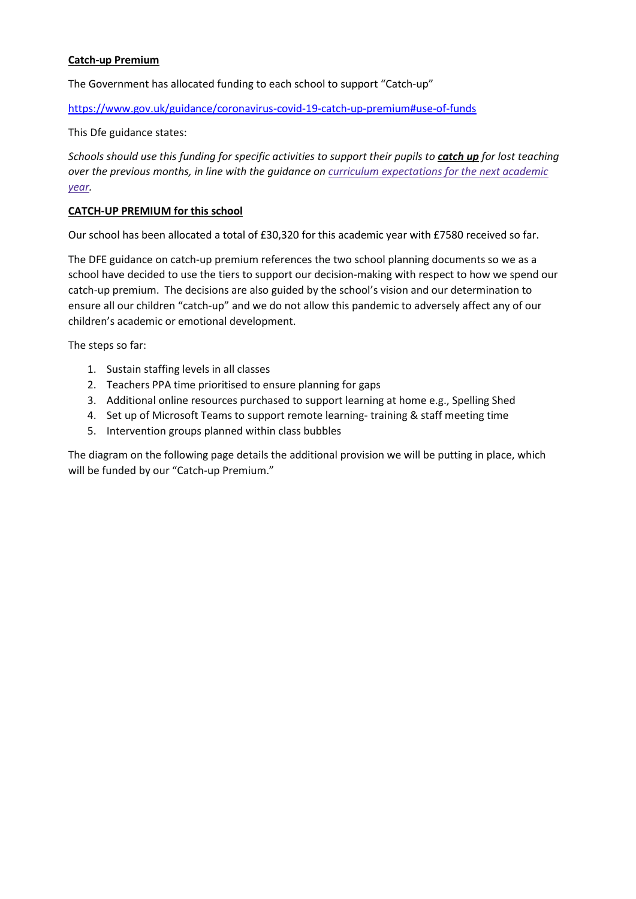**Catch-up Premium**

The Government has allocated funding to each school to support "Catch-up"

[https://www.gov.uk/guidance/coronavirus-covid-19-catch-up-premium#use-of-funds](https://www.gov.uk/guidance/coronavirus-covid-19-catch-up-premium#use-of-funds)

This Dfe guidance states:

*Schools should use this funding for specific activities to support their pupils to **catch up** for lost teaching over the previous months, in line with the guidance on curriculum expectations for the next academic year.*

**CATCH-UP PREMIUM for this school**

Our school has been allocated a total of £30,320 for this academic year with £7580 received so far.

The DFE guidance on catch-up premium references the two school planning documents so we as a school have decided to use the tiers to support our decision-making with respect to how we spend our catch-up premium. The decisions are also guided by the school's vision and our determination to ensure all our children "catch-up" and we do not allow this pandemic to adversely affect any of our children's academic or emotional development.

The steps so far:

1. Sustain staffing levels in all classes
2. Teachers PPA time prioritised to ensure planning for gaps
3. Additional online resources purchased to support learning at home e.g., Spelling Shed
4. Set up of Microsoft Teams to support remote learning- training & staff meeting time
5. Intervention groups planned within class bubbles

The diagram on the following page details the additional provision we will be putting in place, which will be funded by our "Catch-up Premium."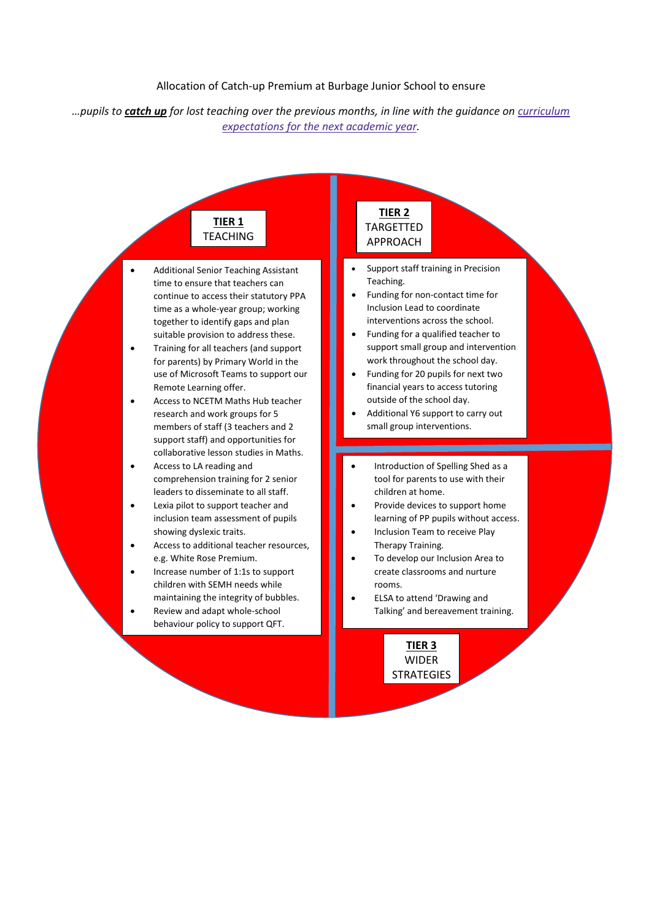Allocation of Catch-up Premium at Burbage Junior School to ensure

*…pupils to **catch up** for lost teaching over the previous months, in line with the guidance on [curriculum expectations for the next academic year](#).*

**TIER 1**
TEACHING

- Additional Senior Teaching Assistant time to ensure that teachers can continue to access their statutory PPA time as a whole-year group; working together to identify gaps and plan suitable provision to address these.
- Training for all teachers (and support for parents) by Primary World in the use of Microsoft Teams to support our Remote Learning offer.
- Access to NCETM Maths Hub teacher research and work groups for 5 members of staff (3 teachers and 2 support staff) and opportunities for collaborative lesson studies in Maths.
- Access to LA reading and comprehension training for 2 senior leaders to disseminate to all staff.
- Lexia pilot to support teacher and inclusion team assessment of pupils showing dyslexic traits.
- Access to additional teacher resources, e.g. White Rose Premium.
- Increase number of 1:1s to support children with SEMH needs while maintaining the integrity of bubbles.
- Review and adapt whole-school behaviour policy to support QFT.

**TIER 2**
TARGETTED APPROACH

- Support staff training in Precision Teaching.
- Funding for non-contact time for Inclusion Lead to coordinate interventions across the school.
- Funding for a qualified teacher to support small group and intervention work throughout the school day.
- Funding for 20 pupils for next two financial years to access tutoring outside of the school day.
- Additional Y6 support to carry out small group interventions.

**TIER 3**
WIDER STRATEGIES

- Introduction of Spelling Shed as a tool for parents to use with their children at home.
- Provide devices to support home learning of PP pupils without access.
- Inclusion Team to receive Play Therapy Training.
- To develop our Inclusion Area to create classrooms and nurture rooms.
- ELSA to attend 'Drawing and Talking' and bereavement training.